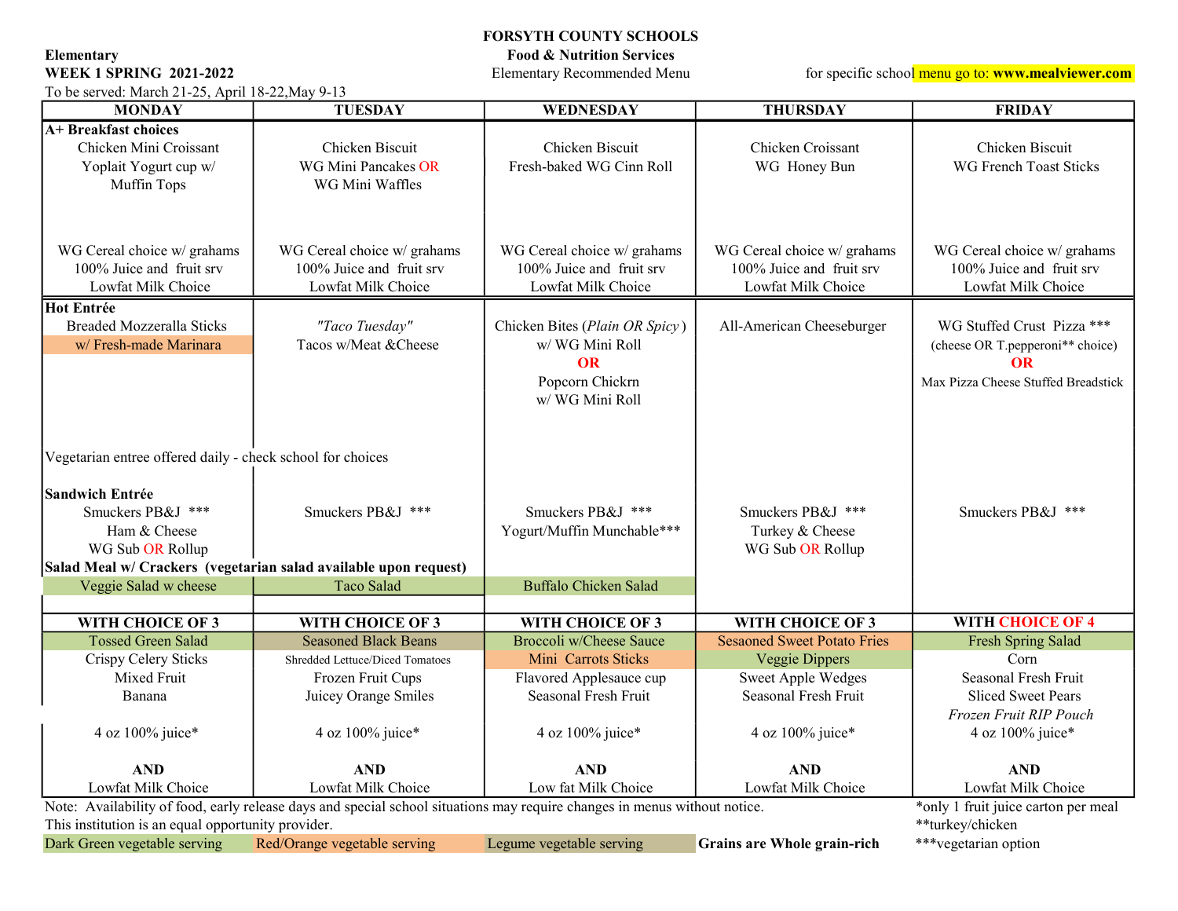# FORSYTH COUNTY SCHOOLS

**Food & Nutrition Services**

Elementary Recommended Menu

**Elementary**

**WEEK 1 SPRING 2021-2022**

To be served: March 21-25, April 18-22, May 9-13

for specific school menu go to: **www.mealviewer.com**

| MONDAY | TUESDAY | WEDNESDAY | THURSDAY | FRIDAY |
|---|---|---|---|---|
| **A+ Breakfast choices** | | | | |
| Chicken Mini Croissant<br>Yoplait Yogurt cup w/ Muffin Tops | Chicken Biscuit<br>WG Mini Pancakes OR WG Mini Waffles | Chicken Biscuit<br>Fresh-baked WG Cinn Roll | Chicken Croissant<br>WG Honey Bun | Chicken Biscuit<br>WG French Toast Sticks |
| WG Cereal choice w/ grahams<br>100% Juice and fruit srv<br>Lowfat Milk Choice | WG Cereal choice w/ grahams<br>100% Juice and fruit srv<br>Lowfat Milk Choice | WG Cereal choice w/ grahams<br>100% Juice and fruit srv<br>Lowfat Milk Choice | WG Cereal choice w/ grahams<br>100% Juice and fruit srv<br>Lowfat Milk Choice | WG Cereal choice w/ grahams<br>100% Juice and fruit srv<br>Lowfat Milk Choice |
| **Hot Entrée** | | | | |
| Breaded Mozzeralla Sticks<br>w/ Fresh-made Marinara | *"Taco Tuesday"*<br>Tacos w/Meat &Cheese | Chicken Bites (*Plain OR Spicy*)<br>w/ WG Mini Roll<br>OR<br>Popcorn Chickrn<br>w/ WG Mini Roll | All-American Cheeseburger | WG Stuffed Crust Pizza ***<br>(cheese OR T.pepperoni** choice)<br>OR<br>Max Pizza Cheese Stuffed Breadstick |
| Vegetarian entree offered daily - check school for choices | | | | |
| **Sandwich Entrée** | | | | |
| Smuckers PB&J ***<br>Ham & Cheese<br>WG Sub OR Rollup | Smuckers PB&J *** | Smuckers PB&J ***<br>Yogurt/Muffin Munchable*** | Smuckers PB&J ***<br>Turkey & Cheese<br>WG Sub OR Rollup | Smuckers PB&J *** |
| **Salad Meal w/ Crackers (vegetarian salad available upon request)** | | | | |
| Veggie Salad w cheese | Taco Salad | Buffalo Chicken Salad | | |
| **WITH CHOICE OF 3** | **WITH CHOICE OF 3** | **WITH CHOICE OF 3** | **WITH CHOICE OF 3** | **WITH CHOICE OF 4** |
| Tossed Green Salad<br>Crispy Celery Sticks<br>Mixed Fruit<br>Banana | Seasoned Black Beans<br>Shredded Lettuce/Diced Tomatoes<br>Frozen Fruit Cups<br>Juicey Orange Smiles | Broccoli w/Cheese Sauce<br>Mini Carrots Sticks<br>Flavored Applesauce cup<br>Seasonal Fresh Fruit | Sesaoned Sweet Potato Fries<br>Veggie Dippers<br>Sweet Apple Wedges<br>Seasonal Fresh Fruit | Fresh Spring Salad<br>Corn<br>Seasonal Fresh Fruit<br>Sliced Sweet Pears<br>*Frozen Fruit RIP Pouch* |
| 4 oz 100% juice* | 4 oz 100% juice* | 4 oz 100% juice* | 4 oz 100% juice* | 4 oz 100% juice* |
| **AND**<br>Lowfat Milk Choice | **AND**<br>Lowfat Milk Choice | **AND**<br>Low fat Milk Choice | **AND**<br>Lowfat Milk Choice | **AND**<br>Lowfat Milk Choice |

Note: Availability of food, early release days and special school situations may require changes in menus without notice.

This institution is an equal opportunity provider.

Dark Green vegetable serving | Red/Orange vegetable serving | Legume vegetable serving | **Grains are Whole grain-rich**

*only 1 fruit juice carton per meal

**turkey/chicken

***vegetarian option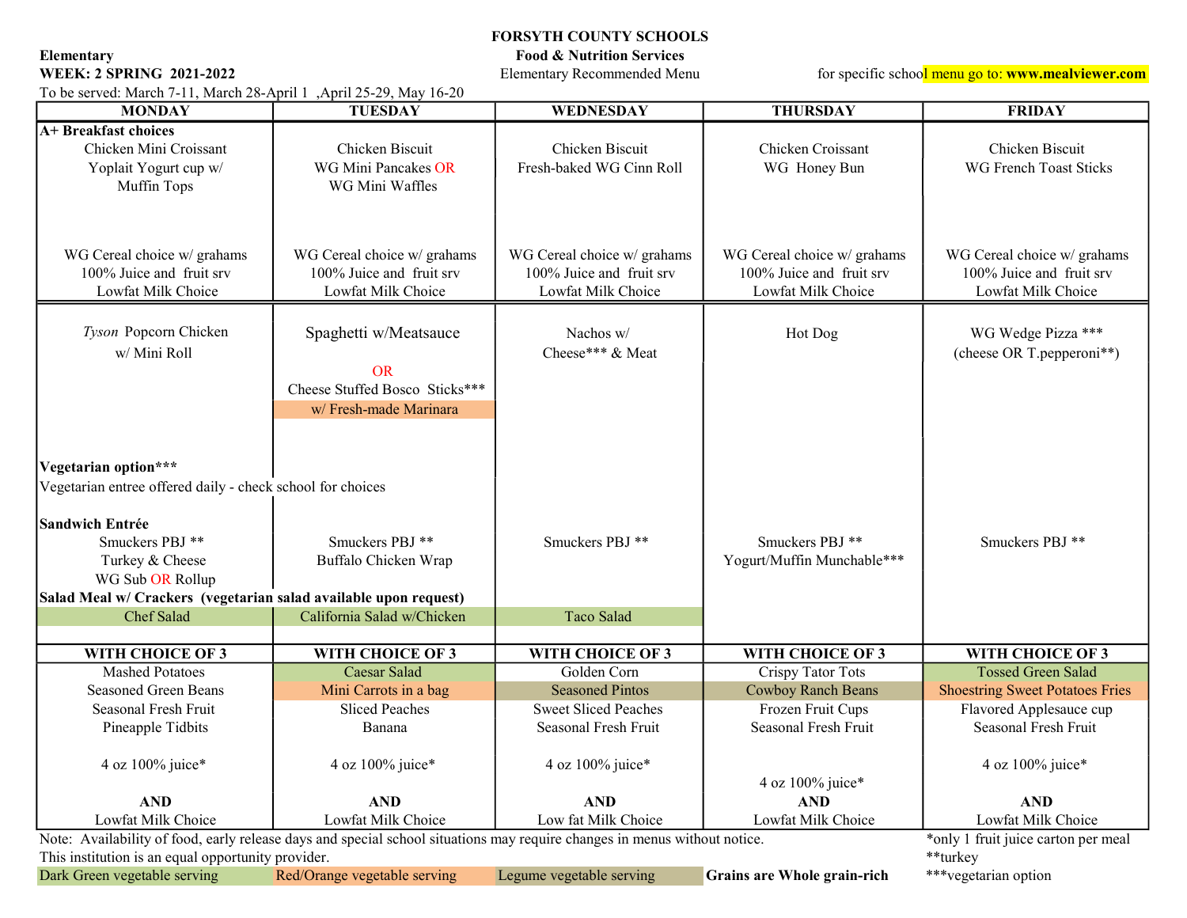**FORSYTH COUNTY SCHOOLS**
**Food & Nutrition Services**
Elementary Recommended Menu

**Elementary**
**WEEK: 2 SPRING 2021-2022**
To be served: March 7-11, March 28-April 1 ,April 25-29, May 16-20

for specific school menu go to: **www.mealviewer.com**

| MONDAY | TUESDAY | WEDNESDAY | THURSDAY | FRIDAY |
|---|---|---|---|---|
| **A+ Breakfast choices**<br>Chicken Mini Croissant<br>Yoplait Yogurt cup w/ Muffin Tops | Chicken Biscuit<br>WG Mini Pancakes OR WG Mini Waffles | Chicken Biscuit<br>Fresh-baked WG Cinn Roll | Chicken Croissant<br>WG Honey Bun | Chicken Biscuit<br>WG French Toast Sticks |
| WG Cereal choice w/ grahams<br>100% Juice and fruit srv<br>Lowfat Milk Choice | WG Cereal choice w/ grahams<br>100% Juice and fruit srv<br>Lowfat Milk Choice | WG Cereal choice w/ grahams<br>100% Juice and fruit srv<br>Lowfat Milk Choice | WG Cereal choice w/ grahams<br>100% Juice and fruit srv<br>Lowfat Milk Choice | WG Cereal choice w/ grahams<br>100% Juice and fruit srv<br>Lowfat Milk Choice |
| *Tyson* Popcorn Chicken w/ Mini Roll | Spaghetti w/Meatsauce<br>OR<br>Cheese Stuffed Bosco Sticks***<br>w/ Fresh-made Marinara | Nachos w/ Cheese*** & Meat | Hot Dog | WG Wedge Pizza ***<br>(cheese OR T.pepperoni**) |
| **Vegetarian option*****<br>Vegetarian entree offered daily - check school for choices | | | | |
| **Sandwich Entrée**<br>Smuckers PBJ **<br>Turkey & Cheese<br>WG Sub OR Rollup | Smuckers PBJ **<br>Buffalo Chicken Wrap | Smuckers PBJ ** | Smuckers PBJ **<br>Yogurt/Muffin Munchable*** | Smuckers PBJ ** |
| **Salad Meal w/ Crackers (vegetarian salad available upon request)**<br>Chef Salad | California Salad w/Chicken | Taco Salad | | |
| **WITH CHOICE OF 3** | **WITH CHOICE OF 3** | **WITH CHOICE OF 3** | **WITH CHOICE OF 3** | **WITH CHOICE OF 3** |
| Mashed Potatoes<br>Seasoned Green Beans<br>Seasonal Fresh Fruit<br>Pineapple Tidbits | Caesar Salad<br>Mini Carrots in a bag<br>Sliced Peaches<br>Banana | Golden Corn<br>Seasoned Pintos<br>Sweet Sliced Peaches<br>Seasonal Fresh Fruit | Crispy Tator Tots<br>Cowboy Ranch Beans<br>Frozen Fruit Cups<br>Seasonal Fresh Fruit | Tossed Green Salad<br>Shoestring Sweet Potatoes Fries<br>Flavored Applesauce cup<br>Seasonal Fresh Fruit |
| 4 oz 100% juice* | 4 oz 100% juice* | 4 oz 100% juice* | 4 oz 100% juice* | 4 oz 100% juice* |
| **AND**<br>Lowfat Milk Choice | **AND**<br>Lowfat Milk Choice | **AND**<br>Low fat Milk Choice | **AND**<br>Lowfat Milk Choice | **AND**<br>Lowfat Milk Choice |

Note: Availability of food, early release days and special school situations may require changes in menus without notice.
This institution is an equal opportunity provider.

Dark Green vegetable serving | Red/Orange vegetable serving | Legume vegetable serving | **Grains are Whole grain-rich**

*only 1 fruit juice carton per meal
**turkey
***vegetarian option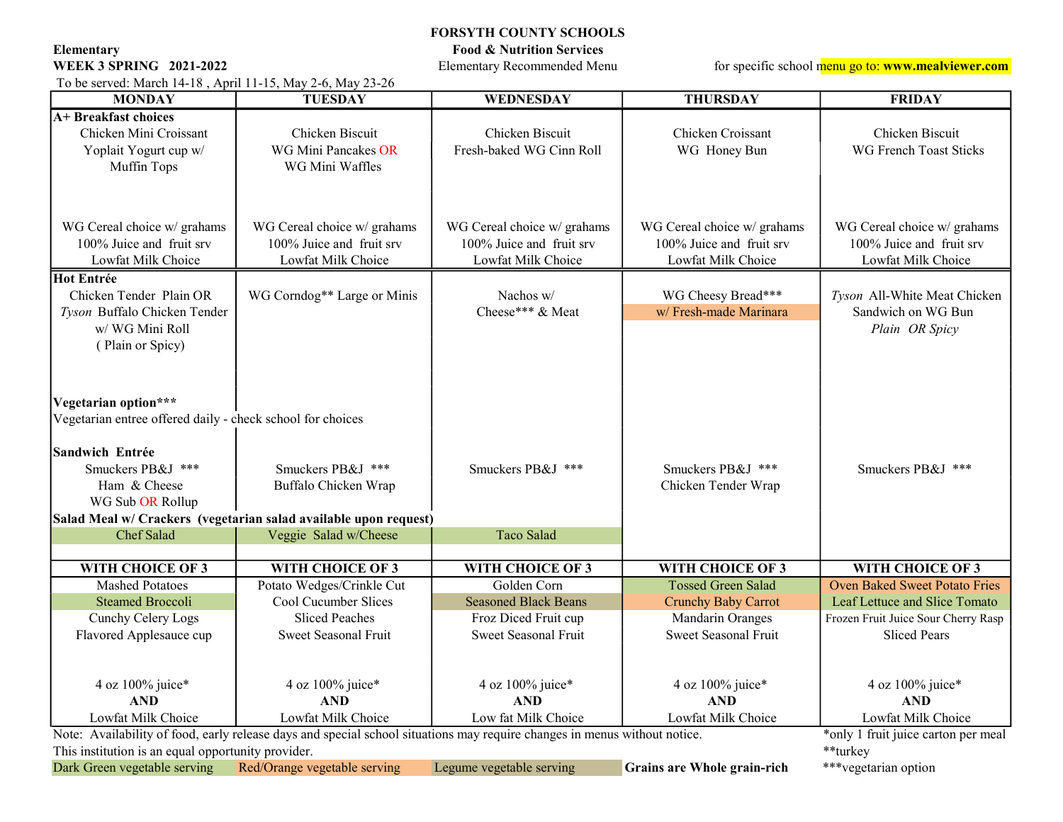**FORSYTH COUNTY SCHOOLS**
**Food & Nutrition Services**
Elementary Recommended Menu

**Elementary**
**WEEK 3 SPRING 2021-2022**
To be served: March 14-18 , April 11-15, May 2-6, May 23-26

for specific school menu go to: **www.mealviewer.com**

| MONDAY | TUESDAY | WEDNESDAY | THURSDAY | FRIDAY |
|---|---|---|---|---|
| **A+ Breakfast choices** | | | | |
| Chicken Mini Croissant<br>Yoplait Yogurt cup w/ Muffin Tops | Chicken Biscuit<br>WG Mini Pancakes OR WG Mini Waffles | Chicken Biscuit<br>Fresh-baked WG Cinn Roll | Chicken Croissant<br>WG Honey Bun | Chicken Biscuit<br>WG French Toast Sticks |
| WG Cereal choice w/ grahams<br>100% Juice and fruit srv<br>Lowfat Milk Choice | WG Cereal choice w/ grahams<br>100% Juice and fruit srv<br>Lowfat Milk Choice | WG Cereal choice w/ grahams<br>100% Juice and fruit srv<br>Lowfat Milk Choice | WG Cereal choice w/ grahams<br>100% Juice and fruit srv<br>Lowfat Milk Choice | WG Cereal choice w/ grahams<br>100% Juice and fruit srv<br>Lowfat Milk Choice |
| **Hot Entrée** | | | | |
| Chicken Tender Plain OR *Tyson* Buffalo Chicken Tender w/ WG Mini Roll ( Plain or Spicy) | WG Corndog** Large or Minis | Nachos w/ Cheese*** & Meat | WG Cheesy Bread***<br>w/ Fresh-made Marinara | *Tyson* All-White Meat Chicken Sandwich on WG Bun<br>*Plain OR Spicy* |
| **Vegetarian option***** | | | | |
| Vegetarian entree offered daily - check school for choices | | | | |
| **Sandwich Entrée** | | | | |
| Smuckers PB&J ***<br>Ham & Cheese<br>WG Sub OR Rollup | Smuckers PB&J ***<br>Buffalo Chicken Wrap | Smuckers PB&J *** | Smuckers PB&J ***<br>Chicken Tender Wrap | Smuckers PB&J *** |
| **Salad Meal w/ Crackers (vegetarian salad available upon request)** | | | | |
| Chef Salad | Veggie Salad w/Cheese | Taco Salad | | |
| **WITH CHOICE OF 3** | **WITH CHOICE OF 3** | **WITH CHOICE OF 3** | **WITH CHOICE OF 3** | **WITH CHOICE OF 3** |
| Mashed Potatoes<br>Steamed Broccoli<br>Cunchy Celery Logs<br>Flavored Applesauce cup | Potato Wedges/Crinkle Cut<br>Cool Cucumber Slices<br>Sliced Peaches<br>Sweet Seasonal Fruit | Golden Corn<br>Seasoned Black Beans<br>Froz Diced Fruit cup<br>Sweet Seasonal Fruit | Tossed Green Salad<br>Crunchy Baby Carrot<br>Mandarin Oranges<br>Sweet Seasonal Fruit | Oven Baked Sweet Potato Fries<br>Leaf Lettuce and Slice Tomato<br>Frozen Fruit Juice Sour Cherry Rasp<br>Sliced Pears |
| 4 oz 100% juice*<br>**AND**<br>Lowfat Milk Choice | 4 oz 100% juice*<br>**AND**<br>Lowfat Milk Choice | 4 oz 100% juice*<br>**AND**<br>Low fat Milk Choice | 4 oz 100% juice*<br>**AND**<br>Lowfat Milk Choice | 4 oz 100% juice*<br>**AND**<br>Lowfat Milk Choice |

Note: Availability of food, early release days and special school situations may require changes in menus without notice.
This institution is an equal opportunity provider.

Dark Green vegetable serving | Red/Orange vegetable serving | Legume vegetable serving | **Grains are Whole grain-rich**

*only 1 fruit juice carton per meal
**turkey
***vegetarian option